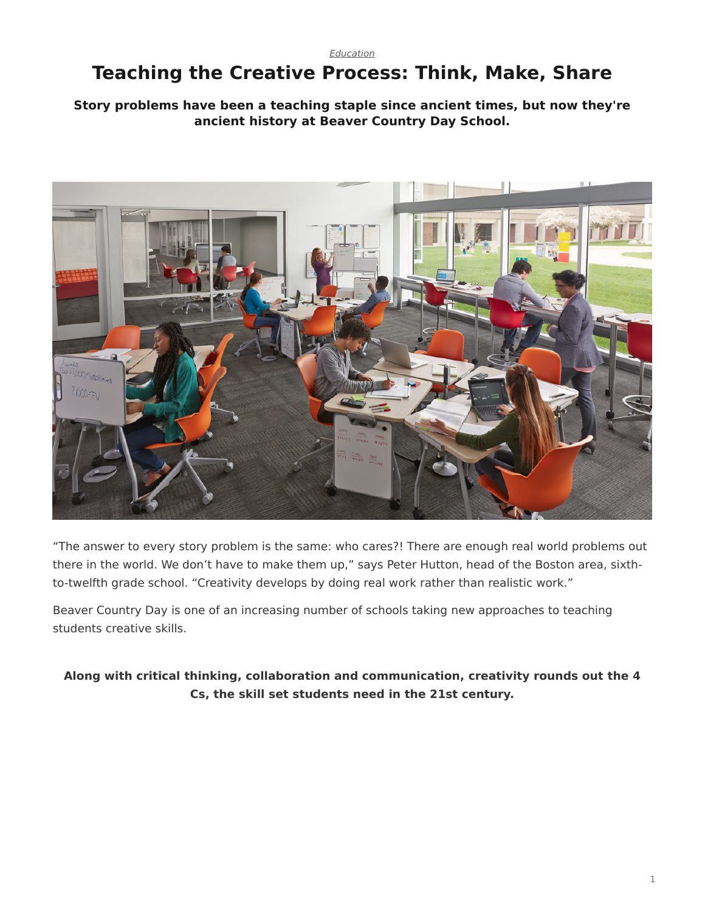*Education*

# Teaching the Creative Process: Think, Make, Share

**Story problems have been a teaching staple since ancient times, but now they're ancient history at Beaver Country Day School.**

“The answer to every story problem is the same: who cares?! There are enough real world problems out there in the world. We don’t have to make them up,” says Peter Hutton, head of the Boston area, sixth-to-twelfth grade school. “Creativity develops by doing real work rather than realistic work.”

Beaver Country Day is one of an increasing number of schools taking new approaches to teaching students creative skills.

**Along with critical thinking, collaboration and communication, creativity rounds out the 4 Cs, the skill set students need in the 21st century.**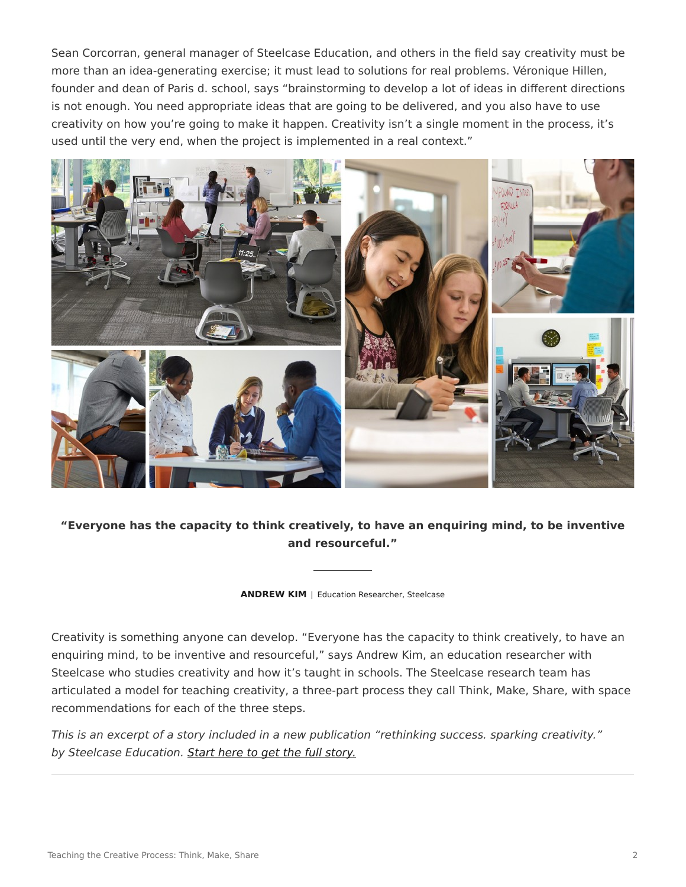Sean Corcorran, general manager of Steelcase Education, and others in the field say creativity must be more than an idea-generating exercise; it must lead to solutions for real problems. Véronique Hillen, founder and dean of Paris d. school, says “brainstorming to develop a lot of ideas in different directions is not enough. You need appropriate ideas that are going to be delivered, and you also have to use creativity on how you’re going to make it happen. Creativity isn’t a single moment in the process, it’s used until the very end, when the project is implemented in a real context.”

> **“Everyone has the capacity to think creatively, to have an enquiring mind, to be inventive and resourceful.”**
>
> **ANDREW KIM** | Education Researcher, Steelcase

Creativity is something anyone can develop. “Everyone has the capacity to think creatively, to have an enquiring mind, to be inventive and resourceful,” says Andrew Kim, an education researcher with Steelcase who studies creativity and how it’s taught in schools. The Steelcase research team has articulated a model for teaching creativity, a three-part process they call Think, Make, Share, with space recommendations for each of the three steps.

*This is an excerpt of a story included in a new publication “rethinking success. sparking creativity.” by Steelcase Education. Start here to get the full story.*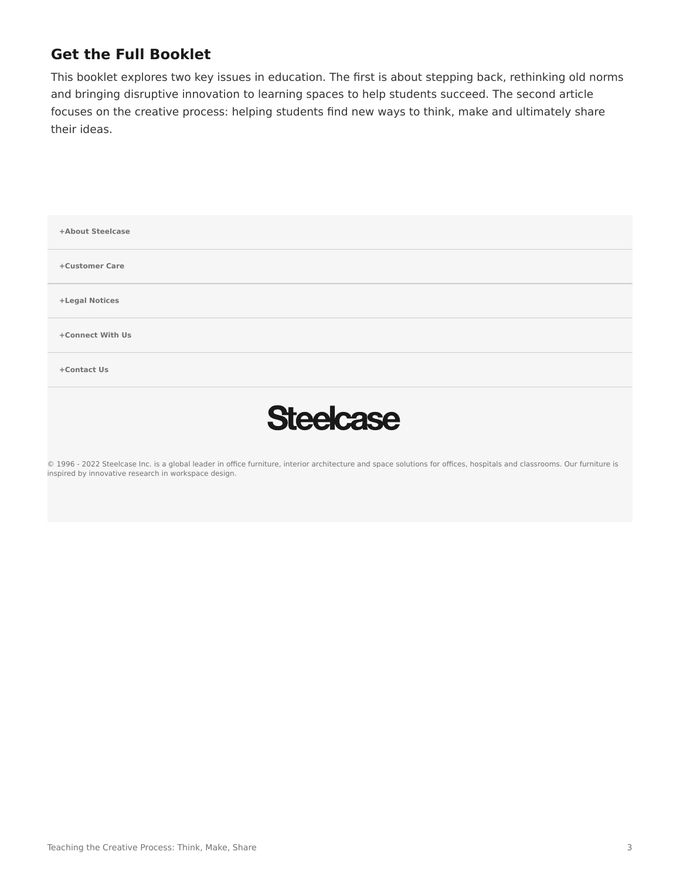## Get the Full Booklet

This booklet explores two key issues in education. The first is about stepping back, rethinking old norms and bringing disruptive innovation to learning spaces to help students succeed. The second article focuses on the creative process: helping students find new ways to think, make and ultimately share their ideas.

**+About Steelcase**

**+Customer Care**

**+Legal Notices**

**+Connect With Us**

**+Contact Us**

Steelcase

© 1996 - 2022 Steelcase Inc. is a global leader in office furniture, interior architecture and space solutions for offices, hospitals and classrooms. Our furniture is inspired by innovative research in workspace design.